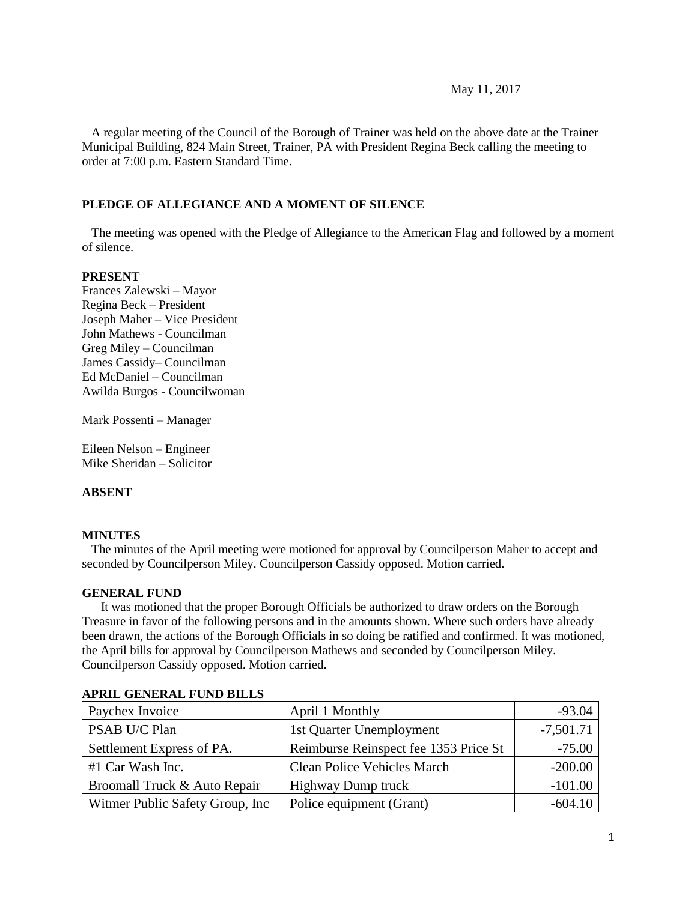May 11, 2017

A regular meeting of the Council of the Borough of Trainer was held on the above date at the Trainer Municipal Building, 824 Main Street, Trainer, PA with President Regina Beck calling the meeting to order at 7:00 p.m. Eastern Standard Time.

**PLEDGE OF ALLEGIANCE AND A MOMENT OF SILENCE**

The meeting was opened with the Pledge of Allegiance to the American Flag and followed by a moment of silence.

**PRESENT**
Frances Zalewski – Mayor
Regina Beck – President
Joseph Maher – Vice President
John Mathews - Councilman
Greg Miley – Councilman
James Cassidy– Councilman
Ed McDaniel – Councilman
Awilda Burgos - Councilwoman

Mark Possenti – Manager

Eileen Nelson – Engineer
Mike Sheridan – Solicitor

**ABSENT**

**MINUTES**
The minutes of the April meeting were motioned for approval by Councilperson Maher to accept and seconded by Councilperson Miley. Councilperson Cassidy opposed. Motion carried.

**GENERAL FUND**
It was motioned that the proper Borough Officials be authorized to draw orders on the Borough Treasure in favor of the following persons and in the amounts shown. Where such orders have already been drawn, the actions of the Borough Officials in so doing be ratified and confirmed. It was motioned, the April bills for approval by Councilperson Mathews and seconded by Councilperson Miley. Councilperson Cassidy opposed. Motion carried.

**APRIL GENERAL FUND BILLS**

| | | |
|---|---|---:|
| Paychex Invoice | April 1 Monthly | -93.04 |
| PSAB U/C Plan | 1st Quarter Unemployment | -7,501.71 |
| Settlement Express of PA. | Reimburse Reinspect fee 1353 Price St | -75.00 |
| #1 Car Wash Inc. | Clean Police Vehicles March | -200.00 |
| Broomall Truck & Auto Repair | Highway Dump truck | -101.00 |
| Witmer Public Safety Group, Inc | Police equipment (Grant) | -604.10 |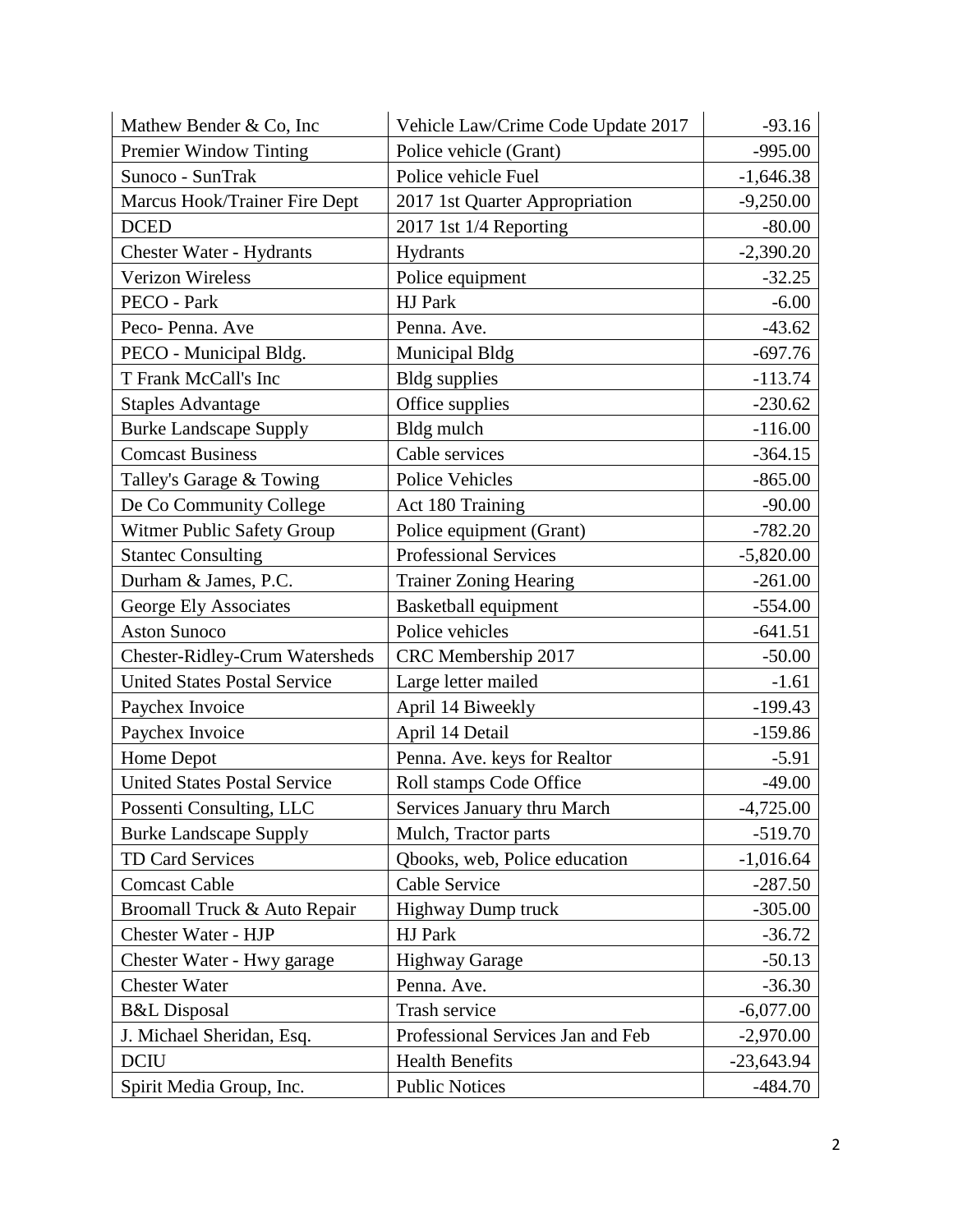| Mathew Bender & Co, Inc | Vehicle Law/Crime Code Update 2017 | -93.16 |
|---|---|---|
| Premier Window Tinting | Police vehicle (Grant) | -995.00 |
| Sunoco - SunTrak | Police vehicle Fuel | -1,646.38 |
| Marcus Hook/Trainer Fire Dept | 2017 1st Quarter Appropriation | -9,250.00 |
| DCED | 2017 1st 1/4 Reporting | -80.00 |
| Chester Water - Hydrants | Hydrants | -2,390.20 |
| Verizon Wireless | Police equipment | -32.25 |
| PECO - Park | HJ Park | -6.00 |
| Peco- Penna. Ave | Penna. Ave. | -43.62 |
| PECO - Municipal Bldg. | Municipal Bldg | -697.76 |
| T Frank McCall's Inc | Bldg supplies | -113.74 |
| Staples Advantage | Office supplies | -230.62 |
| Burke Landscape Supply | Bldg mulch | -116.00 |
| Comcast Business | Cable services | -364.15 |
| Talley's Garage & Towing | Police Vehicles | -865.00 |
| De Co Community College | Act 180 Training | -90.00 |
| Witmer Public Safety Group | Police equipment (Grant) | -782.20 |
| Stantec Consulting | Professional Services | -5,820.00 |
| Durham & James, P.C. | Trainer Zoning Hearing | -261.00 |
| George Ely Associates | Basketball equipment | -554.00 |
| Aston Sunoco | Police vehicles | -641.51 |
| Chester-Ridley-Crum Watersheds | CRC Membership 2017 | -50.00 |
| United States Postal Service | Large letter mailed | -1.61 |
| Paychex Invoice | April 14 Biweekly | -199.43 |
| Paychex Invoice | April 14 Detail | -159.86 |
| Home Depot | Penna. Ave. keys for Realtor | -5.91 |
| United States Postal Service | Roll stamps Code Office | -49.00 |
| Possenti Consulting, LLC | Services January thru March | -4,725.00 |
| Burke Landscape Supply | Mulch, Tractor parts | -519.70 |
| TD Card Services | Qbooks, web, Police education | -1,016.64 |
| Comcast Cable | Cable Service | -287.50 |
| Broomall Truck & Auto Repair | Highway Dump truck | -305.00 |
| Chester Water - HJP | HJ Park | -36.72 |
| Chester Water - Hwy garage | Highway Garage | -50.13 |
| Chester Water | Penna. Ave. | -36.30 |
| B&L Disposal | Trash service | -6,077.00 |
| J. Michael Sheridan, Esq. | Professional Services Jan and Feb | -2,970.00 |
| DCIU | Health Benefits | -23,643.94 |
| Spirit Media Group, Inc. | Public Notices | -484.70 |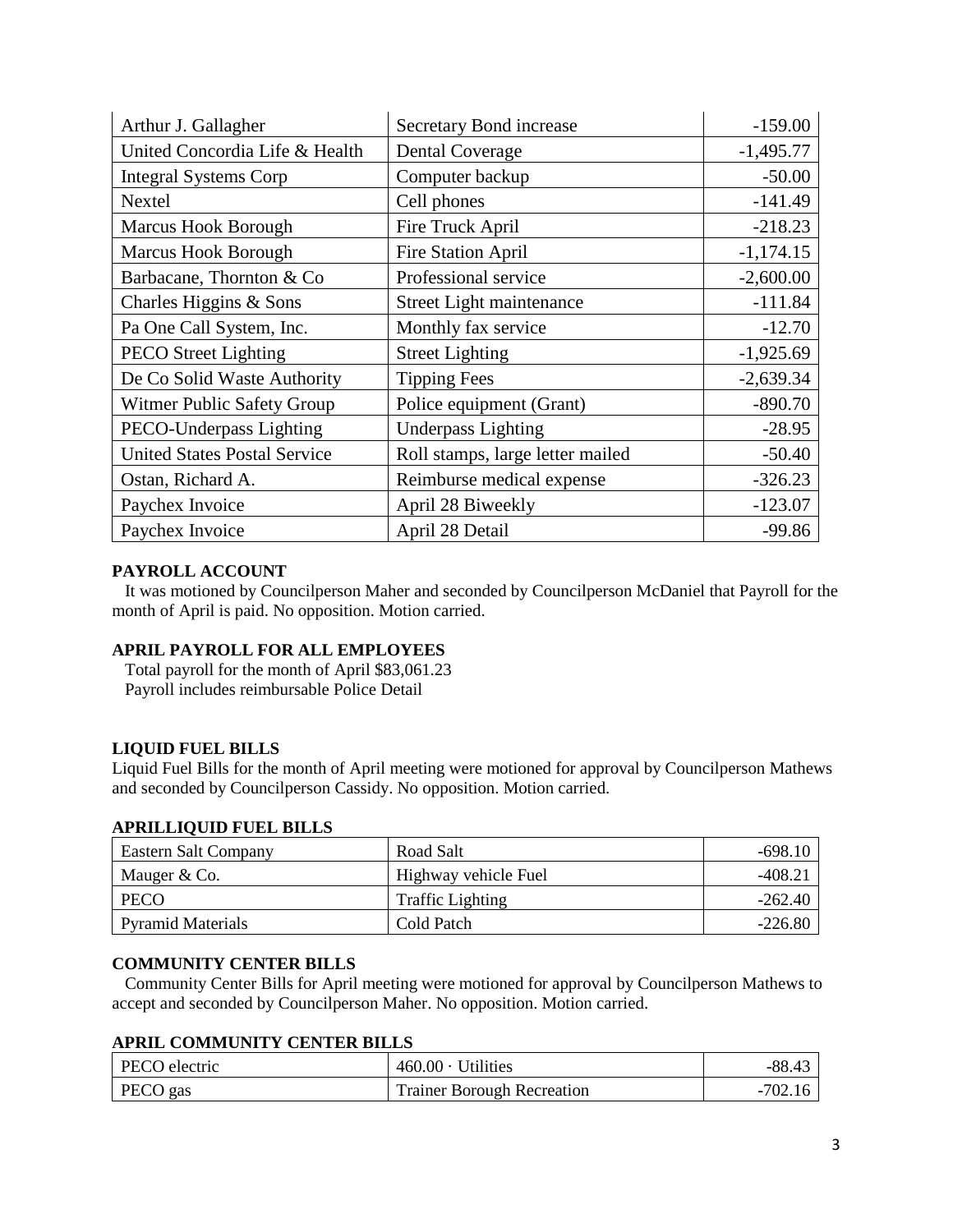| Arthur J. Gallagher | Secretary Bond increase | -159.00 |
|---|---|---|
| United Concordia Life & Health | Dental Coverage | -1,495.77 |
| Integral Systems Corp | Computer backup | -50.00 |
| Nextel | Cell phones | -141.49 |
| Marcus Hook Borough | Fire Truck April | -218.23 |
| Marcus Hook Borough | Fire Station April | -1,174.15 |
| Barbacane, Thornton & Co | Professional service | -2,600.00 |
| Charles Higgins & Sons | Street Light maintenance | -111.84 |
| Pa One Call System, Inc. | Monthly fax service | -12.70 |
| PECO Street Lighting | Street Lighting | -1,925.69 |
| De Co Solid Waste Authority | Tipping Fees | -2,639.34 |
| Witmer Public Safety Group | Police equipment (Grant) | -890.70 |
| PECO-Underpass Lighting | Underpass Lighting | -28.95 |
| United States Postal Service | Roll stamps, large letter mailed | -50.40 |
| Ostan, Richard A. | Reimburse medical expense | -326.23 |
| Paychex Invoice | April 28 Biweekly | -123.07 |
| Paychex Invoice | April 28 Detail | -99.86 |

**PAYROLL ACCOUNT**

It was motioned by Councilperson Maher and seconded by Councilperson McDaniel that Payroll for the month of April is paid. No opposition. Motion carried.

**APRIL PAYROLL FOR ALL EMPLOYEES**

Total payroll for the month of April $83,061.23
Payroll includes reimbursable Police Detail

**LIQUID FUEL BILLS**

Liquid Fuel Bills for the month of April meeting were motioned for approval by Councilperson Mathews and seconded by Councilperson Cassidy. No opposition. Motion carried.

**APRILLIQUID FUEL BILLS**

| Eastern Salt Company | Road Salt | -698.10 |
|---|---|---|
| Mauger & Co. | Highway vehicle Fuel | -408.21 |
| PECO | Traffic Lighting | -262.40 |
| Pyramid Materials | Cold Patch | -226.80 |

**COMMUNITY CENTER BILLS**

Community Center Bills for April meeting were motioned for approval by Councilperson Mathews to accept and seconded by Councilperson Maher. No opposition. Motion carried.

**APRIL COMMUNITY CENTER BILLS**

| PECO electric | 460.00 · Utilities | -88.43 |
|---|---|---|
| PECO gas | Trainer Borough Recreation | -702.16 |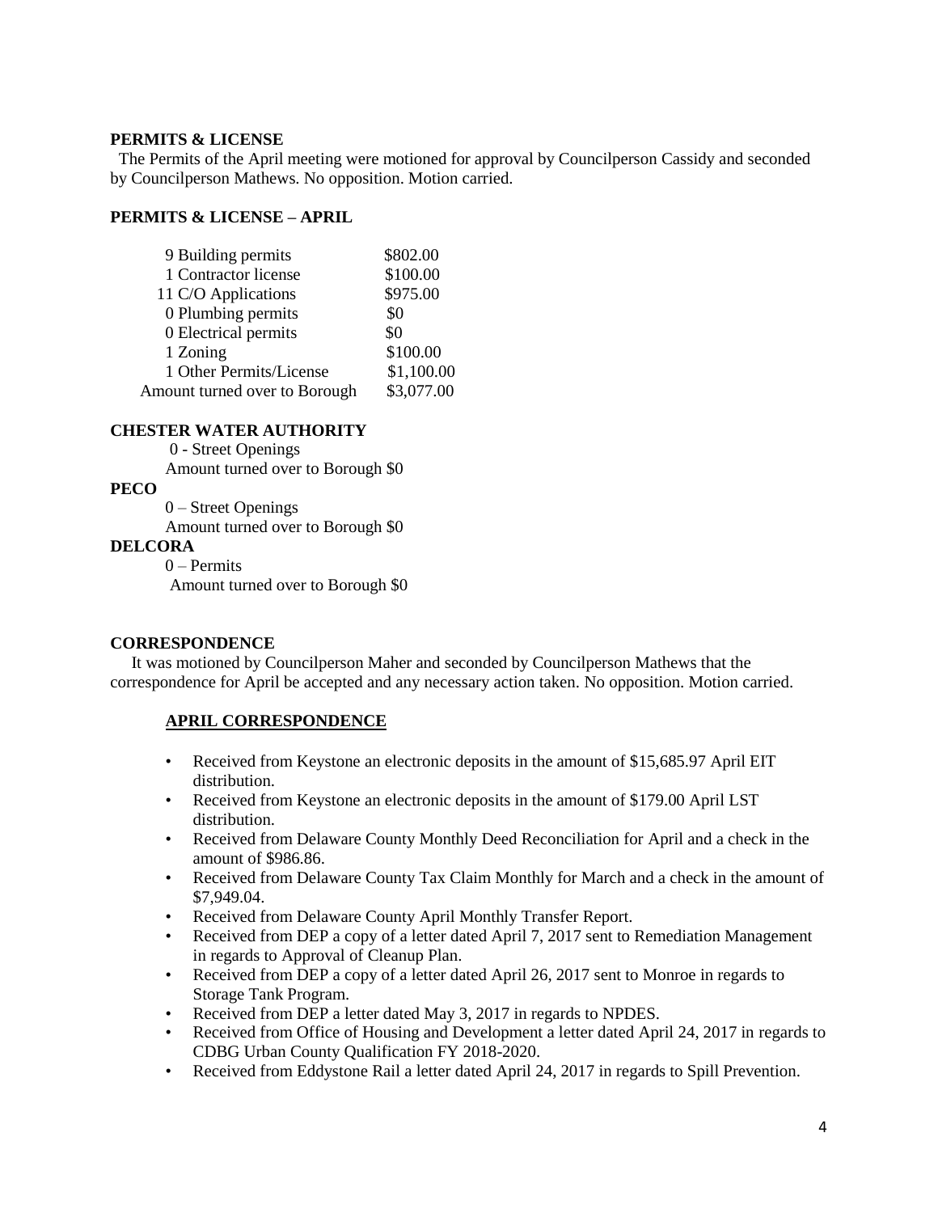**PERMITS & LICENSE**

The Permits of the April meeting were motioned for approval by Councilperson Cassidy and seconded by Councilperson Mathews. No opposition. Motion carried.

**PERMITS & LICENSE – APRIL**

| | |
|---|---|
| 9 Building permits | $802.00 |
| 1 Contractor license | $100.00 |
| 11 C/O Applications | $975.00 |
| 0 Plumbing permits | $0 |
| 0 Electrical permits | $0 |
| 1 Zoning | $100.00 |
| 1 Other Permits/License | $1,100.00 |
| Amount turned over to Borough | $3,077.00 |

**CHESTER WATER AUTHORITY**

0 - Street Openings
Amount turned over to Borough $0

**PECO**

0 – Street Openings
Amount turned over to Borough $0

**DELCORA**

0 – Permits
Amount turned over to Borough $0

**CORRESPONDENCE**

It was motioned by Councilperson Maher and seconded by Councilperson Mathews that the correspondence for April be accepted and any necessary action taken. No opposition. Motion carried.

**APRIL CORRESPONDENCE**

- Received from Keystone an electronic deposits in the amount of $15,685.97 April EIT distribution.
- Received from Keystone an electronic deposits in the amount of $179.00 April LST distribution.
- Received from Delaware County Monthly Deed Reconciliation for April and a check in the amount of $986.86.
- Received from Delaware County Tax Claim Monthly for March and a check in the amount of $7,949.04.
- Received from Delaware County April Monthly Transfer Report.
- Received from DEP a copy of a letter dated April 7, 2017 sent to Remediation Management in regards to Approval of Cleanup Plan.
- Received from DEP a copy of a letter dated April 26, 2017 sent to Monroe in regards to Storage Tank Program.
- Received from DEP a letter dated May 3, 2017 in regards to NPDES.
- Received from Office of Housing and Development a letter dated April 24, 2017 in regards to CDBG Urban County Qualification FY 2018-2020.
- Received from Eddystone Rail a letter dated April 24, 2017 in regards to Spill Prevention.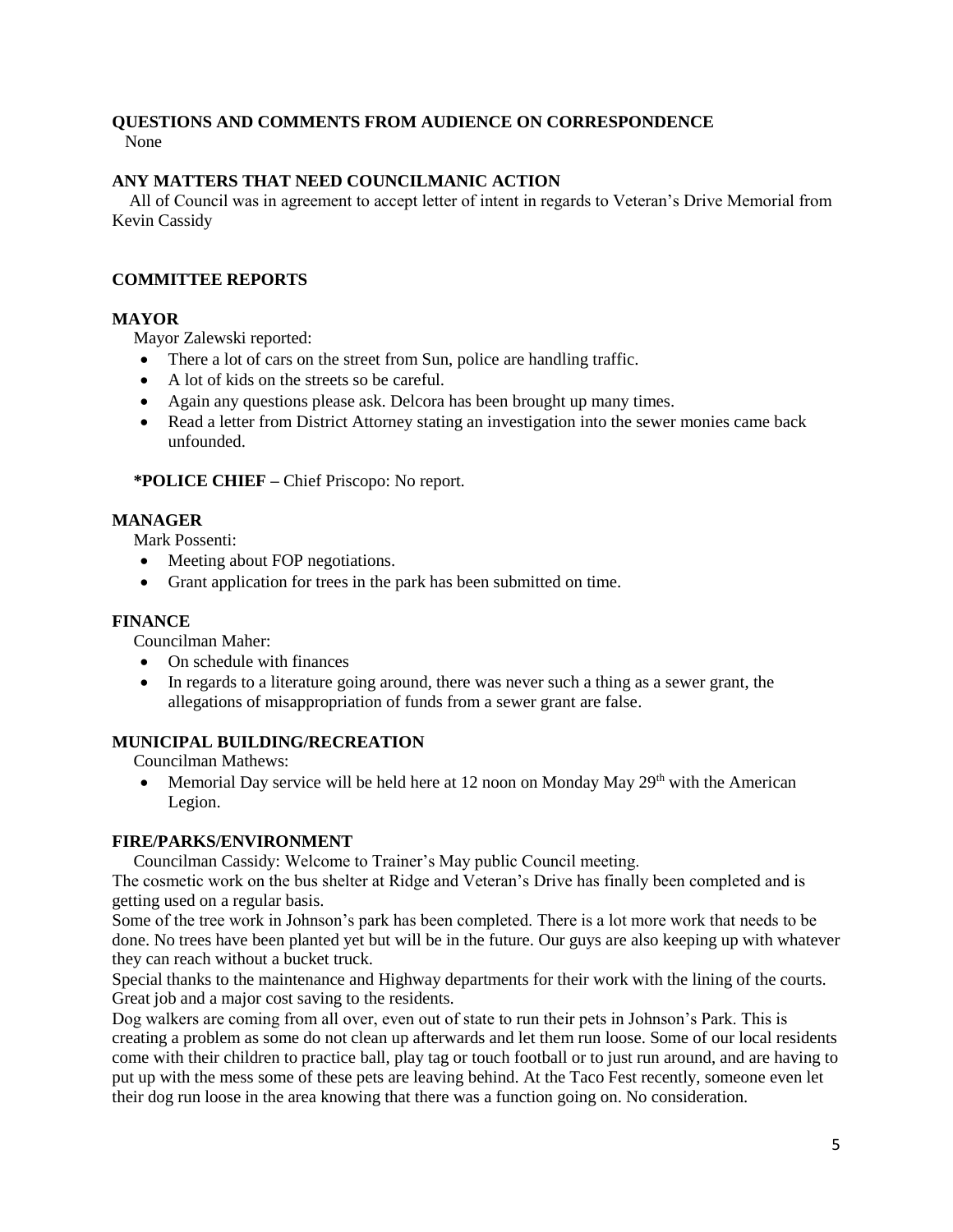**QUESTIONS AND COMMENTS FROM AUDIENCE ON CORRESPONDENCE**

None

**ANY MATTERS THAT NEED COUNCILMANIC ACTION**

All of Council was in agreement to accept letter of intent in regards to Veteran's Drive Memorial from Kevin Cassidy

**COMMITTEE REPORTS**

**MAYOR**

Mayor Zalewski reported:

- There a lot of cars on the street from Sun, police are handling traffic.
- A lot of kids on the streets so be careful.
- Again any questions please ask. Delcora has been brought up many times.
- Read a letter from District Attorney stating an investigation into the sewer monies came back unfounded.

**\*POLICE CHIEF –** Chief Priscopo: No report.

**MANAGER**

Mark Possenti:

- Meeting about FOP negotiations.
- Grant application for trees in the park has been submitted on time.

**FINANCE**

Councilman Maher:

- On schedule with finances
- In regards to a literature going around, there was never such a thing as a sewer grant, the allegations of misappropriation of funds from a sewer grant are false.

**MUNICIPAL BUILDING/RECREATION**

Councilman Mathews:

- Memorial Day service will be held here at 12 noon on Monday May 29th with the American Legion.

**FIRE/PARKS/ENVIRONMENT**

Councilman Cassidy: Welcome to Trainer's May public Council meeting.

The cosmetic work on the bus shelter at Ridge and Veteran's Drive has finally been completed and is getting used on a regular basis.

Some of the tree work in Johnson's park has been completed. There is a lot more work that needs to be done. No trees have been planted yet but will be in the future. Our guys are also keeping up with whatever they can reach without a bucket truck.

Special thanks to the maintenance and Highway departments for their work with the lining of the courts. Great job and a major cost saving to the residents.

Dog walkers are coming from all over, even out of state to run their pets in Johnson's Park. This is creating a problem as some do not clean up afterwards and let them run loose. Some of our local residents come with their children to practice ball, play tag or touch football or to just run around, and are having to put up with the mess some of these pets are leaving behind. At the Taco Fest recently, someone even let their dog run loose in the area knowing that there was a function going on. No consideration.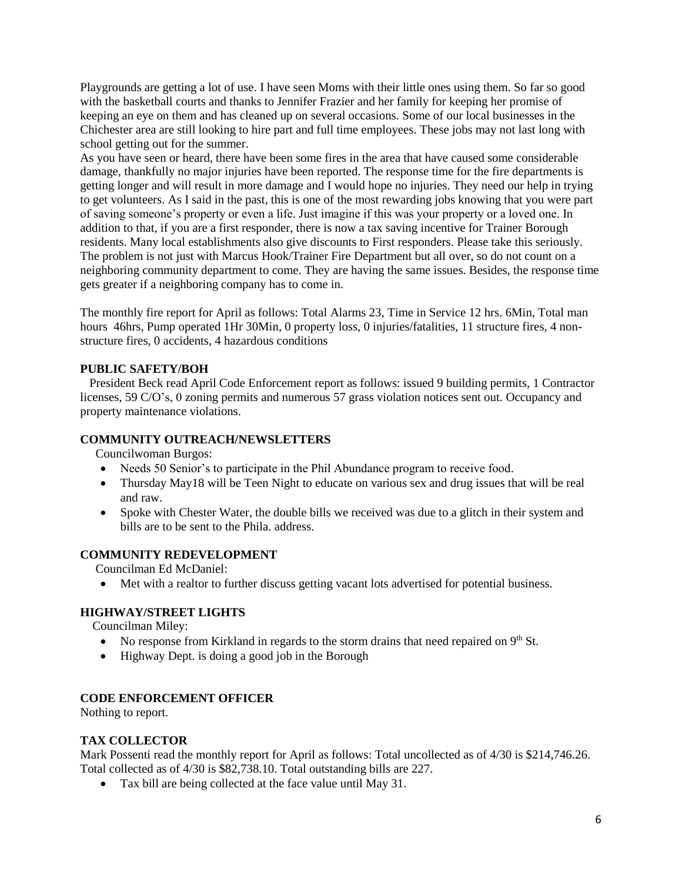Playgrounds are getting a lot of use. I have seen Moms with their little ones using them. So far so good with the basketball courts and thanks to Jennifer Frazier and her family for keeping her promise of keeping an eye on them and has cleaned up on several occasions. Some of our local businesses in the Chichester area are still looking to hire part and full time employees. These jobs may not last long with school getting out for the summer.

As you have seen or heard, there have been some fires in the area that have caused some considerable damage, thankfully no major injuries have been reported. The response time for the fire departments is getting longer and will result in more damage and I would hope no injuries. They need our help in trying to get volunteers. As I said in the past, this is one of the most rewarding jobs knowing that you were part of saving someone's property or even a life. Just imagine if this was your property or a loved one. In addition to that, if you are a first responder, there is now a tax saving incentive for Trainer Borough residents. Many local establishments also give discounts to First responders. Please take this seriously. The problem is not just with Marcus Hook/Trainer Fire Department but all over, so do not count on a neighboring community department to come. They are having the same issues. Besides, the response time gets greater if a neighboring company has to come in.

The monthly fire report for April as follows: Total Alarms 23, Time in Service 12 hrs. 6Min, Total man hours 46hrs, Pump operated 1Hr 30Min, 0 property loss, 0 injuries/fatalities, 11 structure fires, 4 non-structure fires, 0 accidents, 4 hazardous conditions

**PUBLIC SAFETY/BOH**

President Beck read April Code Enforcement report as follows: issued 9 building permits, 1 Contractor licenses, 59 C/O's, 0 zoning permits and numerous 57 grass violation notices sent out. Occupancy and property maintenance violations.

**COMMUNITY OUTREACH/NEWSLETTERS**

Councilwoman Burgos:

- Needs 50 Senior's to participate in the Phil Abundance program to receive food.
- Thursday May18 will be Teen Night to educate on various sex and drug issues that will be real and raw.
- Spoke with Chester Water, the double bills we received was due to a glitch in their system and bills are to be sent to the Phila. address.

**COMMUNITY REDEVELOPMENT**

Councilman Ed McDaniel:

- Met with a realtor to further discuss getting vacant lots advertised for potential business.

**HIGHWAY/STREET LIGHTS**

Councilman Miley:

- No response from Kirkland in regards to the storm drains that need repaired on 9th St.
- Highway Dept. is doing a good job in the Borough

**CODE ENFORCEMENT OFFICER**

Nothing to report.

**TAX COLLECTOR**

Mark Possenti read the monthly report for April as follows: Total uncollected as of 4/30 is $214,746.26. Total collected as of 4/30 is $82,738.10. Total outstanding bills are 227.

- Tax bill are being collected at the face value until May 31.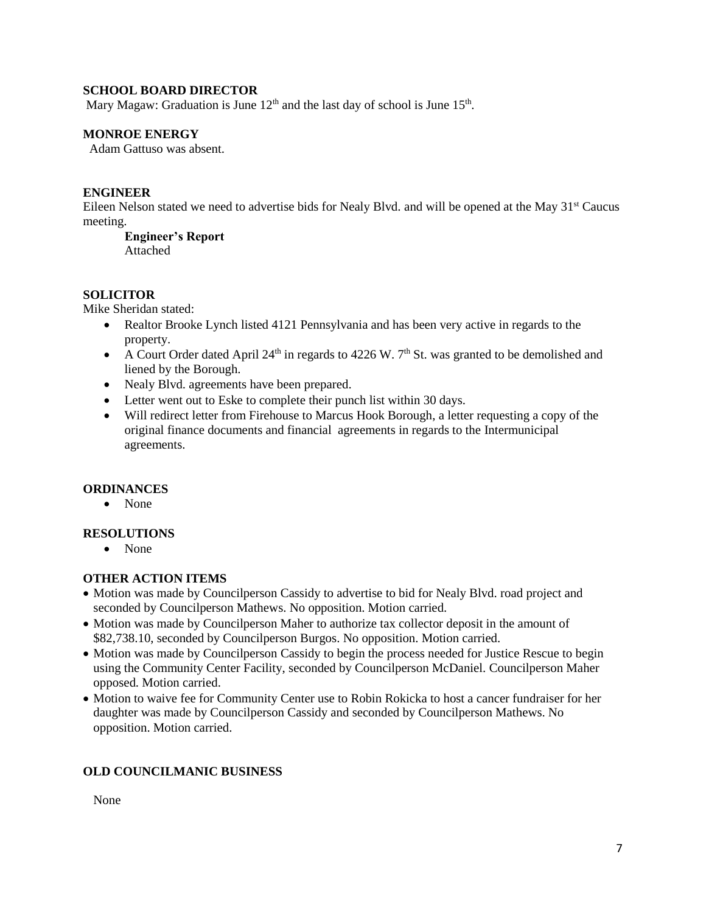**SCHOOL BOARD DIRECTOR**

Mary Magaw: Graduation is June 12th and the last day of school is June 15th.

**MONROE ENERGY**

Adam Gattuso was absent.

**ENGINEER**

Eileen Nelson stated we need to advertise bids for Nealy Blvd. and will be opened at the May 31st Caucus meeting.

**Engineer's Report**
Attached

**SOLICITOR**

Mike Sheridan stated:

- Realtor Brooke Lynch listed 4121 Pennsylvania and has been very active in regards to the property.
- A Court Order dated April 24th in regards to 4226 W. 7th St. was granted to be demolished and liened by the Borough.
- Nealy Blvd. agreements have been prepared.
- Letter went out to Eske to complete their punch list within 30 days.
- Will redirect letter from Firehouse to Marcus Hook Borough, a letter requesting a copy of the original finance documents and financial agreements in regards to the Intermunicipal agreements.

**ORDINANCES**

- None

**RESOLUTIONS**

- None

**OTHER ACTION ITEMS**

- Motion was made by Councilperson Cassidy to advertise to bid for Nealy Blvd. road project and seconded by Councilperson Mathews. No opposition. Motion carried.
- Motion was made by Councilperson Maher to authorize tax collector deposit in the amount of $82,738.10, seconded by Councilperson Burgos. No opposition. Motion carried.
- Motion was made by Councilperson Cassidy to begin the process needed for Justice Rescue to begin using the Community Center Facility, seconded by Councilperson McDaniel. Councilperson Maher opposed. Motion carried.
- Motion to waive fee for Community Center use to Robin Rokicka to host a cancer fundraiser for her daughter was made by Councilperson Cassidy and seconded by Councilperson Mathews. No opposition. Motion carried.

**OLD COUNCILMANIC BUSINESS**

None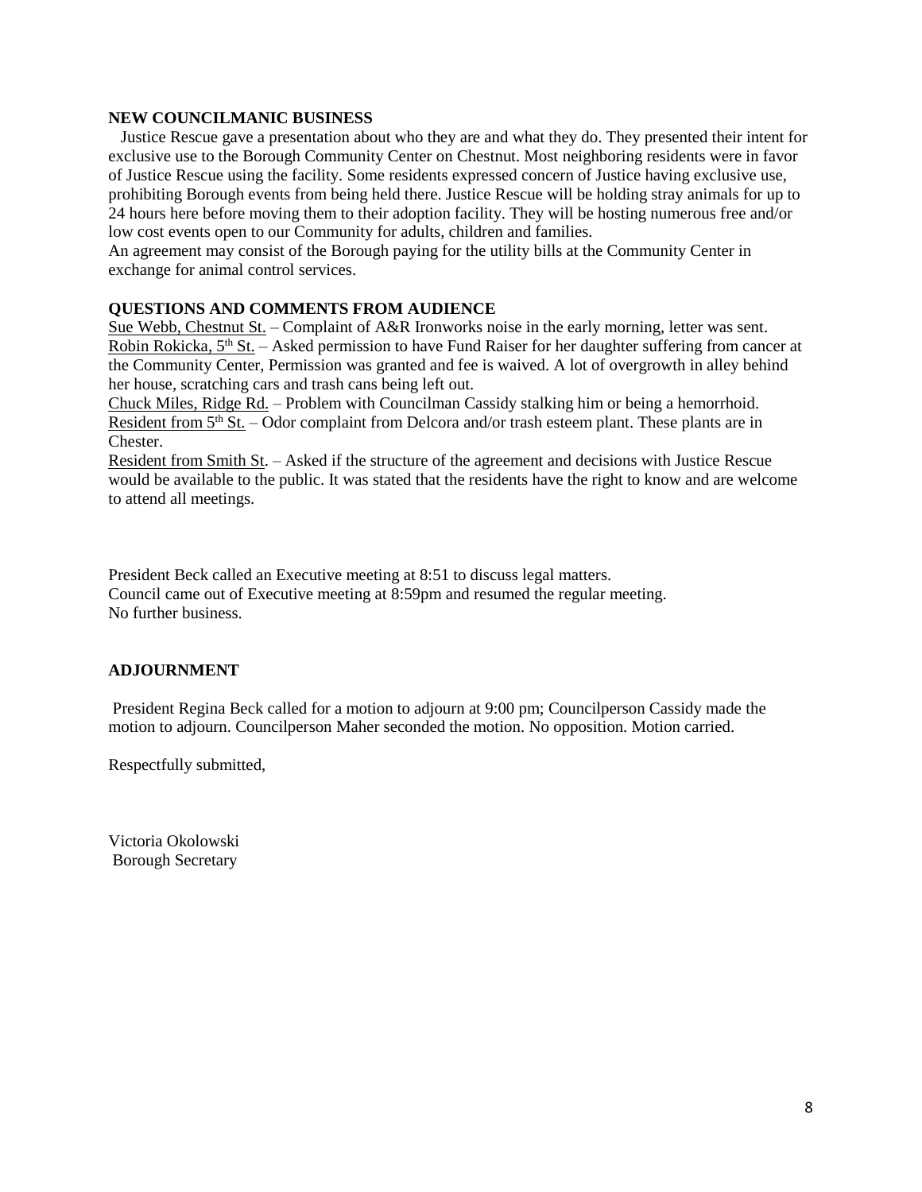### NEW COUNCILMANIC BUSINESS

Justice Rescue gave a presentation about who they are and what they do. They presented their intent for exclusive use to the Borough Community Center on Chestnut. Most neighboring residents were in favor of Justice Rescue using the facility. Some residents expressed concern of Justice having exclusive use, prohibiting Borough events from being held there. Justice Rescue will be holding stray animals for up to 24 hours here before moving them to their adoption facility. They will be hosting numerous free and/or low cost events open to our Community for adults, children and families.
An agreement may consist of the Borough paying for the utility bills at the Community Center in exchange for animal control services.

### QUESTIONS AND COMMENTS FROM AUDIENCE

Sue Webb, Chestnut St. – Complaint of A&R Ironworks noise in the early morning, letter was sent.
Robin Rokicka, 5th St. – Asked permission to have Fund Raiser for her daughter suffering from cancer at the Community Center, Permission was granted and fee is waived. A lot of overgrowth in alley behind her house, scratching cars and trash cans being left out.
Chuck Miles, Ridge Rd. – Problem with Councilman Cassidy stalking him or being a hemorrhoid.
Resident from 5th St. – Odor complaint from Delcora and/or trash esteem plant. These plants are in Chester.
Resident from Smith St. – Asked if the structure of the agreement and decisions with Justice Rescue would be available to the public. It was stated that the residents have the right to know and are welcome to attend all meetings.

President Beck called an Executive meeting at 8:51 to discuss legal matters.
Council came out of Executive meeting at 8:59pm and resumed the regular meeting.
No further business.

### ADJOURNMENT

President Regina Beck called for a motion to adjourn at 9:00 pm; Councilperson Cassidy made the motion to adjourn. Councilperson Maher seconded the motion. No opposition. Motion carried.

Respectfully submitted,

Victoria Okolowski
Borough Secretary